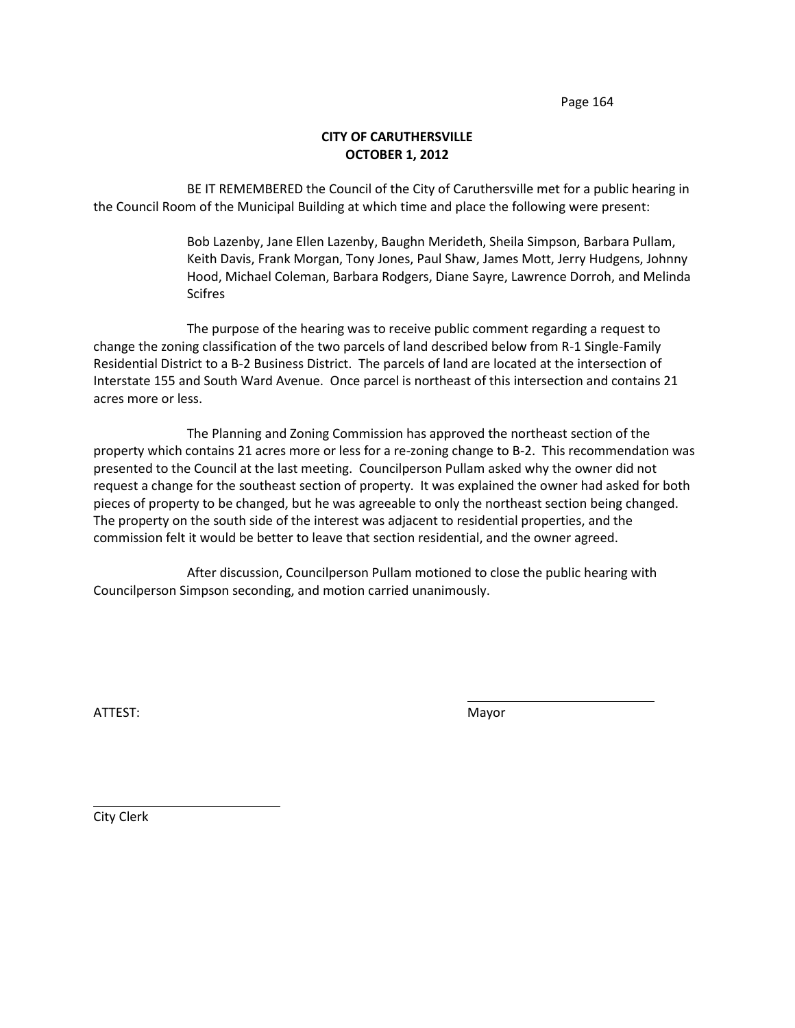**CITY OF CARUTHERSVILLE**
**OCTOBER 1, 2012**

BE IT REMEMBERED the Council of the City of Caruthersville met for a public hearing in the Council Room of the Municipal Building at which time and place the following were present:

> Bob Lazenby, Jane Ellen Lazenby, Baughn Merideth, Sheila Simpson, Barbara Pullam, Keith Davis, Frank Morgan, Tony Jones, Paul Shaw, James Mott, Jerry Hudgens, Johnny Hood, Michael Coleman, Barbara Rodgers, Diane Sayre, Lawrence Dorroh, and Melinda Scifres

The purpose of the hearing was to receive public comment regarding a request to change the zoning classification of the two parcels of land described below from R-1 Single-Family Residential District to a B-2 Business District. The parcels of land are located at the intersection of Interstate 155 and South Ward Avenue. Once parcel is northeast of this intersection and contains 21 acres more or less.

The Planning and Zoning Commission has approved the northeast section of the property which contains 21 acres more or less for a re-zoning change to B-2. This recommendation was presented to the Council at the last meeting. Councilperson Pullam asked why the owner did not request a change for the southeast section of property. It was explained the owner had asked for both pieces of property to be changed, but he was agreeable to only the northeast section being changed. The property on the south side of the interest was adjacent to residential properties, and the commission felt it would be better to leave that section residential, and the owner agreed.

After discussion, Councilperson Pullam motioned to close the public hearing with Councilperson Simpson seconding, and motion carried unanimously.

ATTEST: \_\_\_\_\_\_\_\_\_\_\_\_\_\_\_\_\_\_\_\_\_\_\_\_\_\_
Mayor

\_\_\_\_\_\_\_\_\_\_\_\_\_\_\_\_\_\_\_\_\_\_\_\_\_\_
City Clerk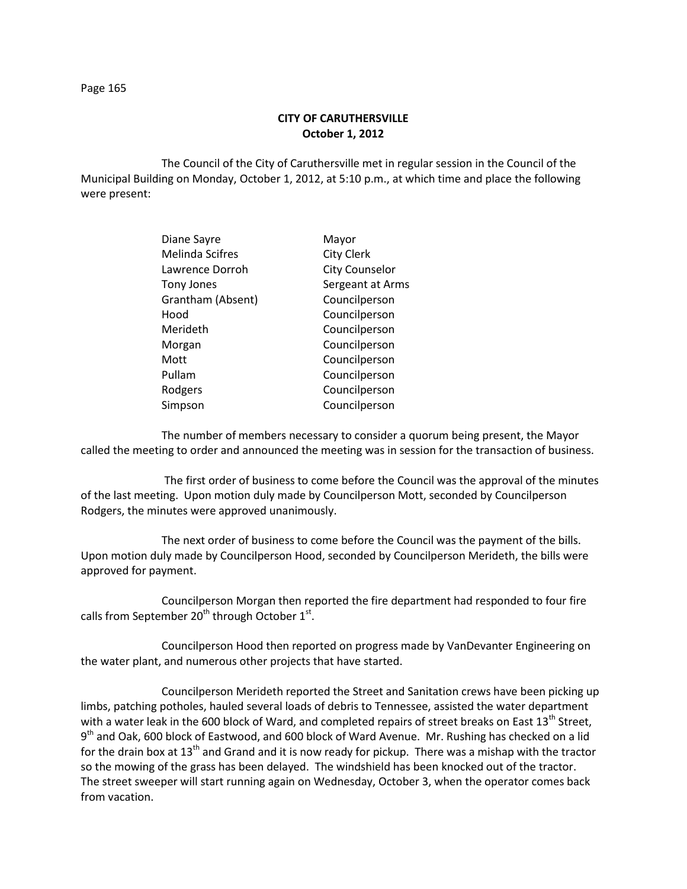## CITY OF CARUTHERSVILLE
## October 1, 2012

The Council of the City of Caruthersville met in regular session in the Council of the Municipal Building on Monday, October 1, 2012, at 5:10 p.m., at which time and place the following were present:

| | |
|---|---|
| Diane Sayre | Mayor |
| Melinda Scifres | City Clerk |
| Lawrence Dorroh | City Counselor |
| Tony Jones | Sergeant at Arms |
| Grantham (Absent) | Councilperson |
| Hood | Councilperson |
| Merideth | Councilperson |
| Morgan | Councilperson |
| Mott | Councilperson |
| Pullam | Councilperson |
| Rodgers | Councilperson |
| Simpson | Councilperson |

The number of members necessary to consider a quorum being present, the Mayor called the meeting to order and announced the meeting was in session for the transaction of business.

The first order of business to come before the Council was the approval of the minutes of the last meeting. Upon motion duly made by Councilperson Mott, seconded by Councilperson Rodgers, the minutes were approved unanimously.

The next order of business to come before the Council was the payment of the bills. Upon motion duly made by Councilperson Hood, seconded by Councilperson Merideth, the bills were approved for payment.

Councilperson Morgan then reported the fire department had responded to four fire calls from September 20th through October 1st.

Councilperson Hood then reported on progress made by VanDevanter Engineering on the water plant, and numerous other projects that have started.

Councilperson Merideth reported the Street and Sanitation crews have been picking up limbs, patching potholes, hauled several loads of debris to Tennessee, assisted the water department with a water leak in the 600 block of Ward, and completed repairs of street breaks on East 13th Street, 9th and Oak, 600 block of Eastwood, and 600 block of Ward Avenue. Mr. Rushing has checked on a lid for the drain box at 13th and Grand and it is now ready for pickup. There was a mishap with the tractor so the mowing of the grass has been delayed. The windshield has been knocked out of the tractor. The street sweeper will start running again on Wednesday, October 3, when the operator comes back from vacation.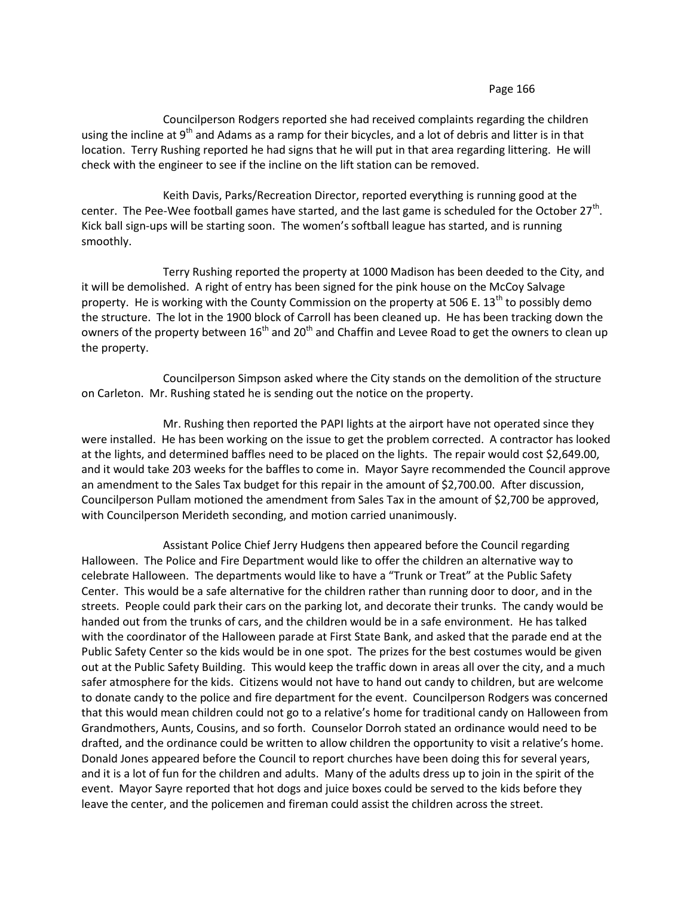Councilperson Rodgers reported she had received complaints regarding the children using the incline at 9th and Adams as a ramp for their bicycles, and a lot of debris and litter is in that location. Terry Rushing reported he had signs that he will put in that area regarding littering. He will check with the engineer to see if the incline on the lift station can be removed.

Keith Davis, Parks/Recreation Director, reported everything is running good at the center. The Pee-Wee football games have started, and the last game is scheduled for the October 27th. Kick ball sign-ups will be starting soon. The women's softball league has started, and is running smoothly.

Terry Rushing reported the property at 1000 Madison has been deeded to the City, and it will be demolished. A right of entry has been signed for the pink house on the McCoy Salvage property. He is working with the County Commission on the property at 506 E. 13th to possibly demo the structure. The lot in the 1900 block of Carroll has been cleaned up. He has been tracking down the owners of the property between 16th and 20th and Chaffin and Levee Road to get the owners to clean up the property.

Councilperson Simpson asked where the City stands on the demolition of the structure on Carleton. Mr. Rushing stated he is sending out the notice on the property.

Mr. Rushing then reported the PAPI lights at the airport have not operated since they were installed. He has been working on the issue to get the problem corrected. A contractor has looked at the lights, and determined baffles need to be placed on the lights. The repair would cost $2,649.00, and it would take 203 weeks for the baffles to come in. Mayor Sayre recommended the Council approve an amendment to the Sales Tax budget for this repair in the amount of $2,700.00. After discussion, Councilperson Pullam motioned the amendment from Sales Tax in the amount of $2,700 be approved, with Councilperson Merideth seconding, and motion carried unanimously.

Assistant Police Chief Jerry Hudgens then appeared before the Council regarding Halloween. The Police and Fire Department would like to offer the children an alternative way to celebrate Halloween. The departments would like to have a "Trunk or Treat" at the Public Safety Center. This would be a safe alternative for the children rather than running door to door, and in the streets. People could park their cars on the parking lot, and decorate their trunks. The candy would be handed out from the trunks of cars, and the children would be in a safe environment. He has talked with the coordinator of the Halloween parade at First State Bank, and asked that the parade end at the Public Safety Center so the kids would be in one spot. The prizes for the best costumes would be given out at the Public Safety Building. This would keep the traffic down in areas all over the city, and a much safer atmosphere for the kids. Citizens would not have to hand out candy to children, but are welcome to donate candy to the police and fire department for the event. Councilperson Rodgers was concerned that this would mean children could not go to a relative's home for traditional candy on Halloween from Grandmothers, Aunts, Cousins, and so forth. Counselor Dorroh stated an ordinance would need to be drafted, and the ordinance could be written to allow children the opportunity to visit a relative's home. Donald Jones appeared before the Council to report churches have been doing this for several years, and it is a lot of fun for the children and adults. Many of the adults dress up to join in the spirit of the event. Mayor Sayre reported that hot dogs and juice boxes could be served to the kids before they leave the center, and the policemen and fireman could assist the children across the street.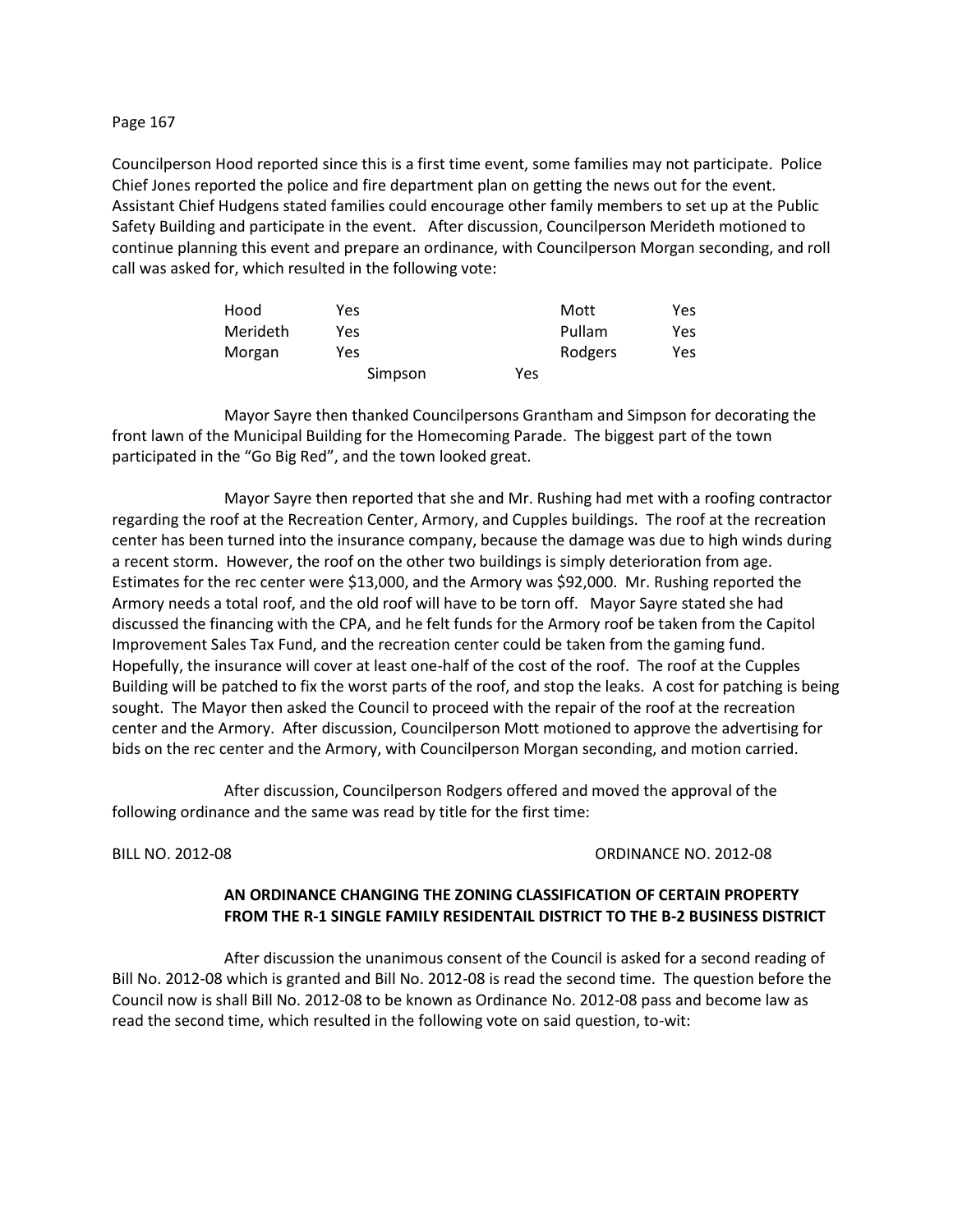Councilperson Hood reported since this is a first time event, some families may not participate. Police Chief Jones reported the police and fire department plan on getting the news out for the event. Assistant Chief Hudgens stated families could encourage other family members to set up at the Public Safety Building and participate in the event. After discussion, Councilperson Merideth motioned to continue planning this event and prepare an ordinance, with Councilperson Morgan seconding, and roll call was asked for, which resulted in the following vote:

| | | | |
|---|---|---|---|
| Hood | Yes | Mott | Yes |
| Merideth | Yes | Pullam | Yes |
| Morgan | Yes | Rodgers | Yes |
| Simpson | Yes | | |

Mayor Sayre then thanked Councilpersons Grantham and Simpson for decorating the front lawn of the Municipal Building for the Homecoming Parade. The biggest part of the town participated in the "Go Big Red", and the town looked great.

Mayor Sayre then reported that she and Mr. Rushing had met with a roofing contractor regarding the roof at the Recreation Center, Armory, and Cupples buildings. The roof at the recreation center has been turned into the insurance company, because the damage was due to high winds during a recent storm. However, the roof on the other two buildings is simply deterioration from age. Estimates for the rec center were $13,000, and the Armory was $92,000. Mr. Rushing reported the Armory needs a total roof, and the old roof will have to be torn off. Mayor Sayre stated she had discussed the financing with the CPA, and he felt funds for the Armory roof be taken from the Capitol Improvement Sales Tax Fund, and the recreation center could be taken from the gaming fund. Hopefully, the insurance will cover at least one-half of the cost of the roof. The roof at the Cupples Building will be patched to fix the worst parts of the roof, and stop the leaks. A cost for patching is being sought. The Mayor then asked the Council to proceed with the repair of the roof at the recreation center and the Armory. After discussion, Councilperson Mott motioned to approve the advertising for bids on the rec center and the Armory, with Councilperson Morgan seconding, and motion carried.

After discussion, Councilperson Rodgers offered and moved the approval of the following ordinance and the same was read by title for the first time:

BILL NO. 2012-08 ORDINANCE NO. 2012-08

**AN ORDINANCE CHANGING THE ZONING CLASSIFICATION OF CERTAIN PROPERTY FROM THE R-1 SINGLE FAMILY RESIDENTAIL DISTRICT TO THE B-2 BUSINESS DISTRICT**

After discussion the unanimous consent of the Council is asked for a second reading of Bill No. 2012-08 which is granted and Bill No. 2012-08 is read the second time. The question before the Council now is shall Bill No. 2012-08 to be known as Ordinance No. 2012-08 pass and become law as read the second time, which resulted in the following vote on said question, to-wit: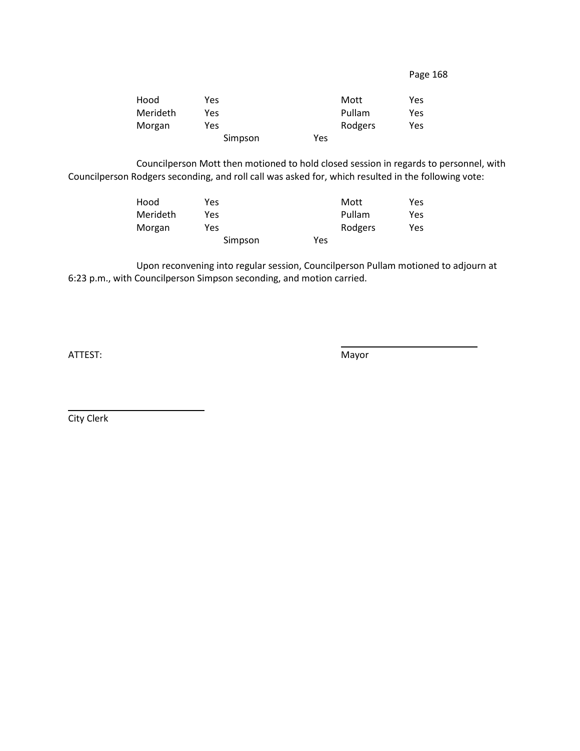| | | | |
|---|---|---|---|
| Hood | Yes | Mott | Yes |
| Merideth | Yes | Pullam | Yes |
| Morgan | Yes | Rodgers | Yes |
| Simpson | Yes | | |

Councilperson Mott then motioned to hold closed session in regards to personnel, with Councilperson Rodgers seconding, and roll call was asked for, which resulted in the following vote:

| | | | |
|---|---|---|---|
| Hood | Yes | Mott | Yes |
| Merideth | Yes | Pullam | Yes |
| Morgan | Yes | Rodgers | Yes |
| Simpson | Yes | | |

Upon reconvening into regular session, Councilperson Pullam motioned to adjourn at 6:23 p.m., with Councilperson Simpson seconding, and motion carried.

ATTEST:

Mayor

City Clerk